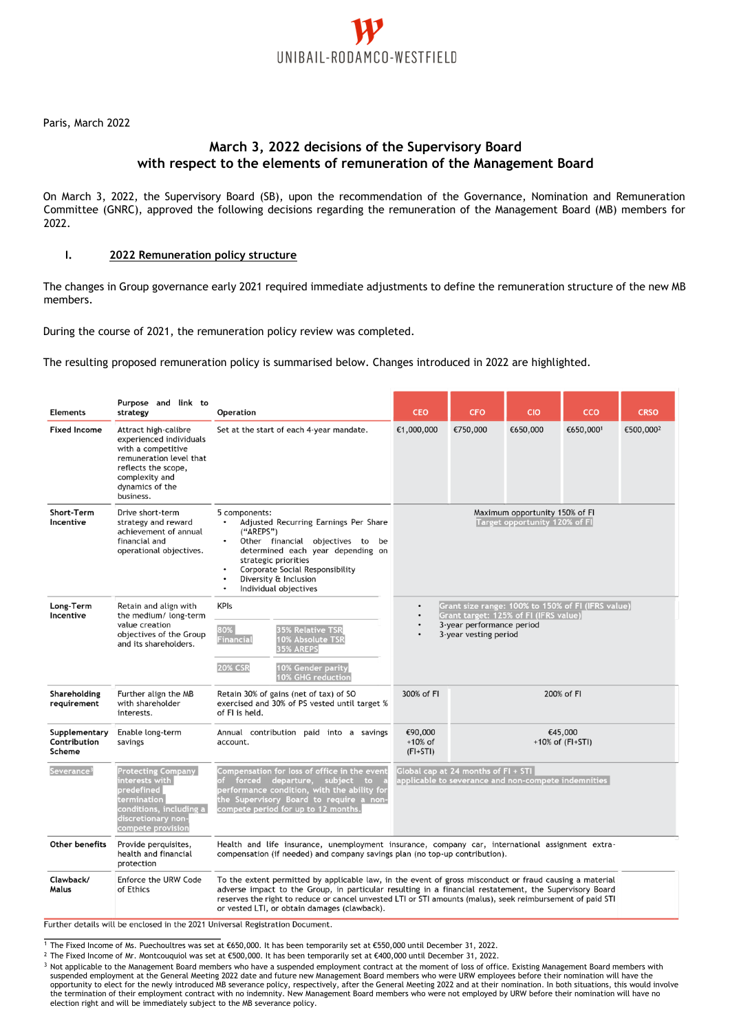Paris, March 2022

# March 3, 2022 decisions of the Supervisory Board with respect to the elements of remuneration of the Management Board

On March 3, 2022, the Supervisory Board (SB), upon the recommendation of the Governance, Nomination and Remuneration Committee (GNRC), approved the following decisions regarding the remuneration of the Management Board (MB) members for 2022.

## I. 2022 Remuneration policy structure

The changes in Group governance early 2021 required immediate adjustments to define the remuneration structure of the new MB members.

During the course of 2021, the remuneration policy review was completed.

The resulting proposed remuneration policy is summarised below. Changes introduced in 2022 are highlighted.

| Elements | Purpose and link to strategy | Operation | CEO | CFO | CIO | CCO | CRSO |
|---|---|---|---|---|---|---|---|
| Fixed Income | Attract high-calibre experienced individuals with a competitive remuneration level that reflects the scope, complexity and dynamics of the business. | Set at the start of each 4-year mandate. | €1,000,000 | €750,000 | €650,000 | €650,000[1] | €500,000[2] |
| Short-Term Incentive | Drive short-term strategy and reward achievement of annual financial and operational objectives. | 5 components:<br>• Adjusted Recurring Earnings Per Share ("AREPS")<br>• Other financial objectives to be determined each year depending on strategic priorities<br>• Corporate Social Responsibility<br>• Diversity & Inclusion<br>• Individual objectives | Maximum opportunity 150% of FI<br>Target opportunity 120% of FI | | | | |
| Long-Term Incentive | Retain and align with the medium/ long-term value creation objectives of the Group and its shareholders. | KPIs<br>80% Financial: 35% Relative TSR, 10% Absolute TSR, 35% AREPS<br>20% CSR: 10% Gender parity, 10% GHG reduction | • Grant size range: 100% to 150% of FI (IFRS value)<br>• Grant target: 125% of FI (IFRS value)<br>• 3-year performance period<br>• 3-year vesting period | | | | |
| Shareholding requirement | Further align the MB with shareholder interests. | Retain 30% of gains (net of tax) of SO exercised and 30% of PS vested until target % of FI is held. | 300% of FI | 200% of FI | | | |
| Supplementary Contribution Scheme | Enable long-term savings | Annual contribution paid into a savings account. | €90,000 +10% of (FI+STI) | €45,000 +10% of (FI+STI) | | | |
| Severance[3] | Protecting Company interests with predefined termination conditions, including a discretionary non-compete provision | Compensation for loss of office in the event of forced departure, subject to a performance condition, with the ability for the Supervisory Board to require a non-compete period for up to 12 months. | Global cap at 24 months of FI + STI applicable to severance and non-compete indemnities | | | | |
| Other benefits | Provide perquisites, health and financial protection | Health and life insurance, unemployment insurance, company car, international assignment extra-compensation (if needed) and company savings plan (no top-up contribution). | | | | | |
| Clawback/ Malus | Enforce the URW Code of Ethics | To the extent permitted by applicable law, in the event of gross misconduct or fraud causing a material adverse impact to the Group, in particular resulting in a financial restatement, the Supervisory Board reserves the right to reduce or cancel unvested LTI or STI amounts (malus), seek reimbursement of paid STI or vested LTI, or obtain damages (clawback). | | | | | |

Further details will be enclosed in the 2021 Universal Registration Document.

[1] The Fixed Income of Ms. Puechoultres was set at €650,000. It has been temporarily set at €550,000 until December 31, 2022.

[2] The Fixed Income of Mr. Montcouquiol was set at €500,000. It has been temporarily set at €400,000 until December 31, 2022.

[3] Not applicable to the Management Board members who have a suspended employment contract at the moment of loss of office. Existing Management Board members with suspended employment at the General Meeting 2022 date and future new Management Board members who were URW employees before their nomination will have the opportunity to elect for the newly introduced MB severance policy, respectively, after the General Meeting 2022 and at their nomination. In both situations, this would involve the termination of their employment contract with no indemnity. New Management Board members who were not employed by URW before their nomination will have no election right and will be immediately subject to the MB severance policy.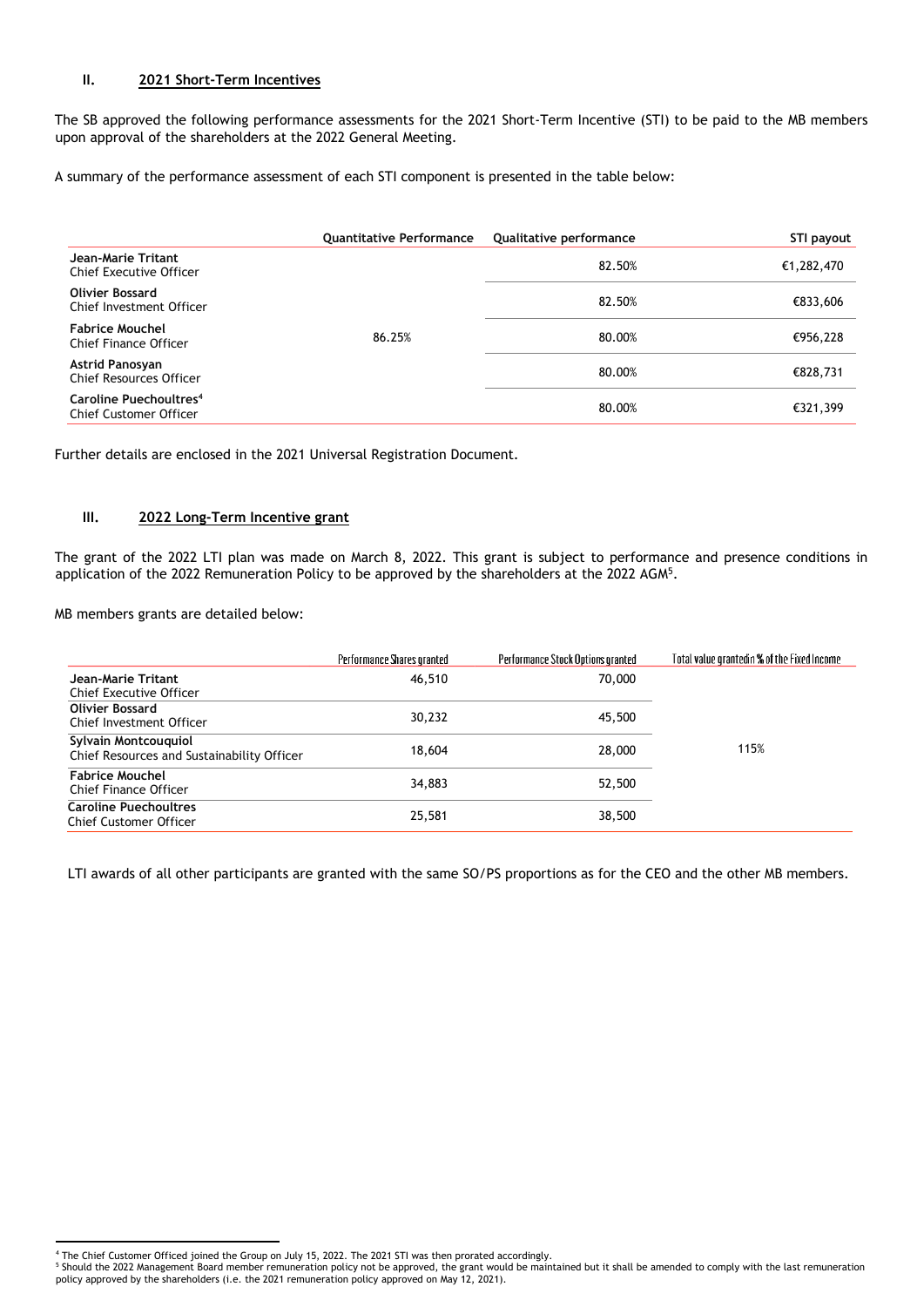## II. 2021 Short-Term Incentives

The SB approved the following performance assessments for the 2021 Short-Term Incentive (STI) to be paid to the MB members upon approval of the shareholders at the 2022 General Meeting.

A summary of the performance assessment of each STI component is presented in the table below:

| | Quantitative Performance | Qualitative performance | STI payout |
|---|---|---|---|
| **Jean-Marie Tritant**<br>Chief Executive Officer | 86.25% | 82.50% | €1,282,470 |
| **Olivier Bossard**<br>Chief Investment Officer | | 82.50% | €833,606 |
| **Fabrice Mouchel**<br>Chief Finance Officer | | 80.00% | €956,228 |
| **Astrid Panosyan**<br>Chief Resources Officer | | 80.00% | €828,731 |
| **Caroline Puechoultres**[4]<br>Chief Customer Officer | | 80.00% | €321,399 |

Further details are enclosed in the 2021 Universal Registration Document.

## III. 2022 Long-Term Incentive grant

The grant of the 2022 LTI plan was made on March 8, 2022. This grant is subject to performance and presence conditions in application of the 2022 Remuneration Policy to be approved by the shareholders at the 2022 AGM[5].

MB members grants are detailed below:

| | Performance Shares granted | Performance Stock Options granted | Total value granted in % of the Fixed Income |
|---|---|---|---|
| **Jean-Marie Tritant**<br>Chief Executive Officer | 46,510 | 70,000 | 115% |
| **Olivier Bossard**<br>Chief Investment Officer | 30,232 | 45,500 | |
| **Sylvain Montcouquiol**<br>Chief Resources and Sustainability Officer | 18,604 | 28,000 | |
| **Fabrice Mouchel**<br>Chief Finance Officer | 34,883 | 52,500 | |
| **Caroline Puechoultres**<br>Chief Customer Officer | 25,581 | 38,500 | |

LTI awards of all other participants are granted with the same SO/PS proportions as for the CEO and the other MB members.

[4] The Chief Customer Officed joined the Group on July 15, 2022. The 2021 STI was then prorated accordingly.

[5] Should the 2022 Management Board member remuneration policy not be approved, the grant would be maintained but it shall be amended to comply with the last remuneration policy approved by the shareholders (i.e. the 2021 remuneration policy approved on May 12, 2021).